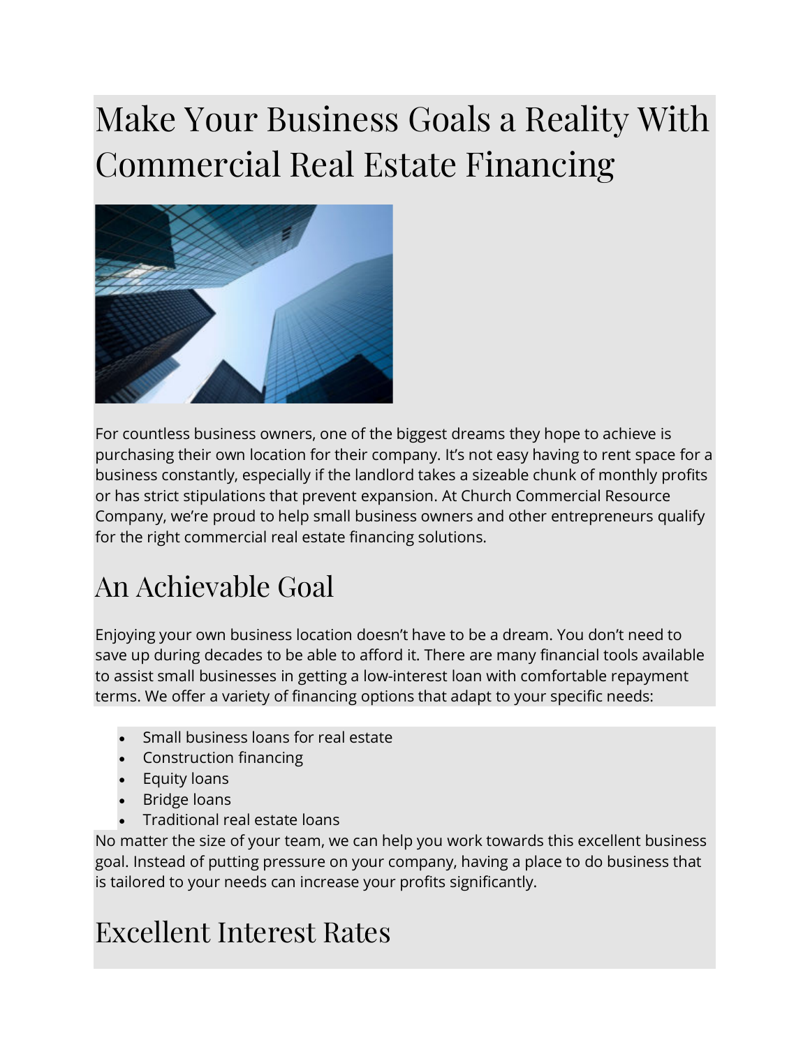# Make Your Business Goals a Reality With Commercial Real Estate Financing

For countless business owners, one of the biggest dreams they hope to achieve is purchasing their own location for their company. It's not easy having to rent space for a business constantly, especially if the landlord takes a sizeable chunk of monthly profits or has strict stipulations that prevent expansion. At Church Commercial Resource Company, we're proud to help small business owners and other entrepreneurs qualify for the right commercial real estate financing solutions.

## An Achievable Goal

Enjoying your own business location doesn't have to be a dream. You don't need to save up during decades to be able to afford it. There are many financial tools available to assist small businesses in getting a low-interest loan with comfortable repayment terms. We offer a variety of financing options that adapt to your specific needs:

- Small business loans for real estate
- Construction financing
- Equity loans
- Bridge loans
- Traditional real estate loans

No matter the size of your team, we can help you work towards this excellent business goal. Instead of putting pressure on your company, having a place to do business that is tailored to your needs can increase your profits significantly.

## Excellent Interest Rates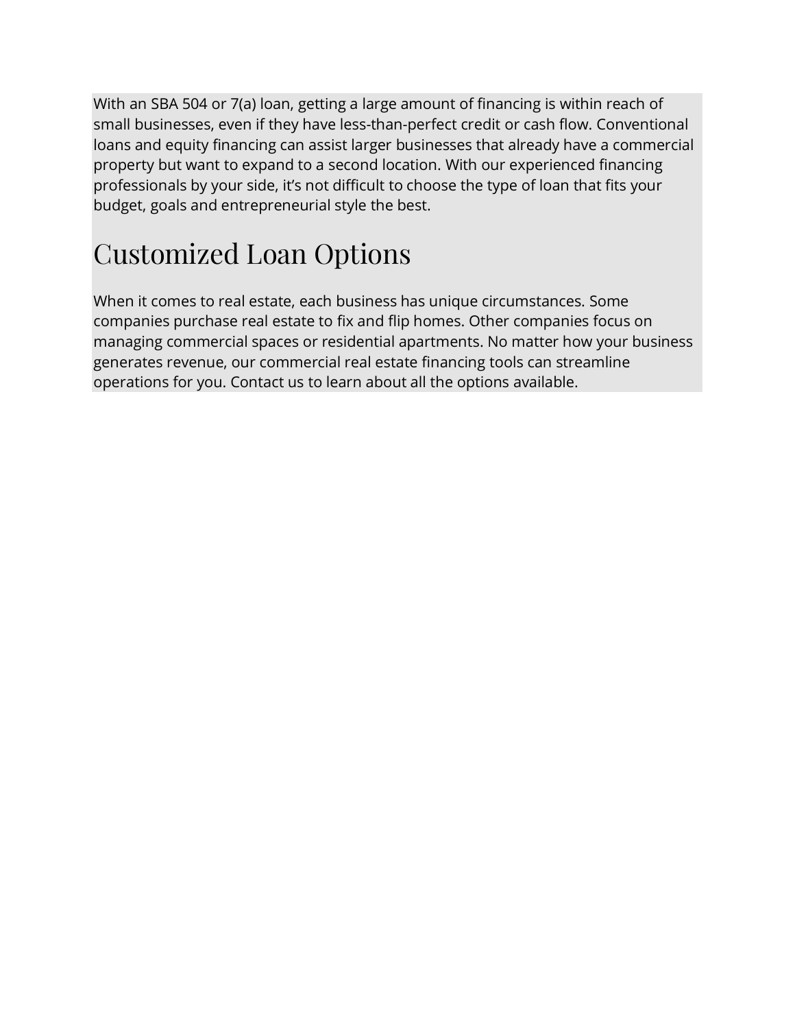With an SBA 504 or 7(a) loan, getting a large amount of financing is within reach of small businesses, even if they have less-than-perfect credit or cash flow. Conventional loans and equity financing can assist larger businesses that already have a commercial property but want to expand to a second location. With our experienced financing professionals by your side, it's not difficult to choose the type of loan that fits your budget, goals and entrepreneurial style the best.

## Customized Loan Options

When it comes to real estate, each business has unique circumstances. Some companies purchase real estate to fix and flip homes. Other companies focus on managing commercial spaces or residential apartments. No matter how your business generates revenue, our commercial real estate financing tools can streamline operations for you. Contact us to learn about all the options available.